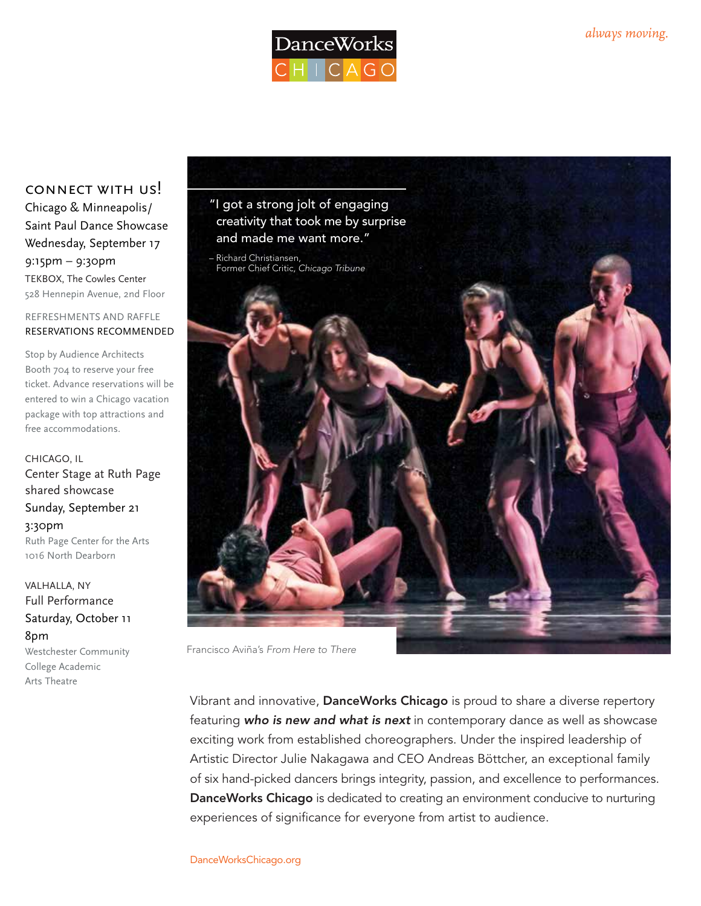DanceWorks CHICAGO

*always moving.*

## CONNECT WITH US!

Chicago & Minneapolis/ Saint Paul Dance Showcase
Wednesday, September 17
9:15pm – 9:30pm
TEKBOX, The Cowles Center
528 Hennepin Avenue, 2nd Floor

REFRESHMENTS AND RAFFLE
RESERVATIONS RECOMMENDED

Stop by Audience Architects Booth 704 to reserve your free ticket. Advance reservations will be entered to win a Chicago vacation package with top attractions and free accommodations.

CHICAGO, IL
Center Stage at Ruth Page shared showcase
Sunday, September 21
3:30pm
Ruth Page Center for the Arts
1016 North Dearborn

VALHALLA, NY
Full Performance
Saturday, October 11
8pm
Westchester Community College Academic Arts Theatre

"I got a strong jolt of engaging creativity that took me by surprise and made me want more."

– Richard Christiansen, Former Chief Critic, *Chicago Tribune*

Francisco Aviña's *From Here to There*

Vibrant and innovative, **DanceWorks Chicago** is proud to share a diverse repertory featuring ***who is new and what is next*** in contemporary dance as well as showcase exciting work from established choreographers. Under the inspired leadership of Artistic Director Julie Nakagawa and CEO Andreas Böttcher, an exceptional family of six hand-picked dancers brings integrity, passion, and excellence to performances. **DanceWorks Chicago** is dedicated to creating an environment conducive to nurturing experiences of significance for everyone from artist to audience.

DanceWorksChicago.org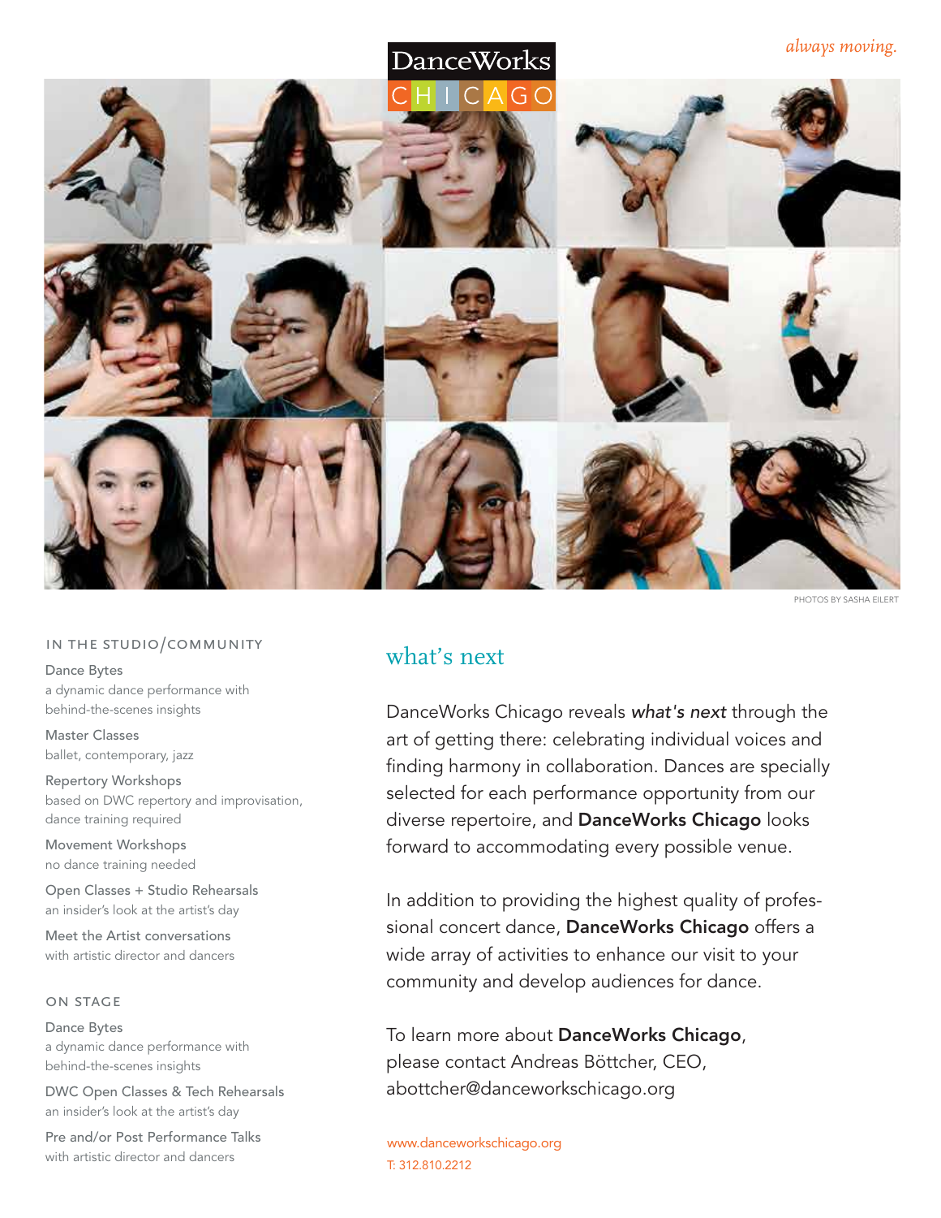DanceWorks CHICAGO

*always moving.*

PHOTOS BY SASHA EILERT

### IN THE STUDIO/COMMUNITY

Dance Bytes
a dynamic dance performance with behind-the-scenes insights

Master Classes
ballet, contemporary, jazz

Repertory Workshops
based on DWC repertory and improvisation, dance training required

Movement Workshops
no dance training needed

Open Classes + Studio Rehearsals
an insider's look at the artist's day

Meet the Artist conversations
with artistic director and dancers

### ON STAGE

Dance Bytes
a dynamic dance performance with behind-the-scenes insights

DWC Open Classes & Tech Rehearsals
an insider's look at the artist's day

Pre and/or Post Performance Talks
with artistic director and dancers

## what's next

DanceWorks Chicago reveals ***what's next*** through the art of getting there: celebrating individual voices and finding harmony in collaboration. Dances are specially selected for each performance opportunity from our diverse repertoire, and **DanceWorks Chicago** looks forward to accommodating every possible venue.

In addition to providing the highest quality of professional concert dance, **DanceWorks Chicago** offers a wide array of activities to enhance our visit to your community and develop audiences for dance.

To learn more about **DanceWorks Chicago**, please contact Andreas Böttcher, CEO, abottcher@danceworkschicago.org

www.danceworkschicago.org
T: 312.810.2212